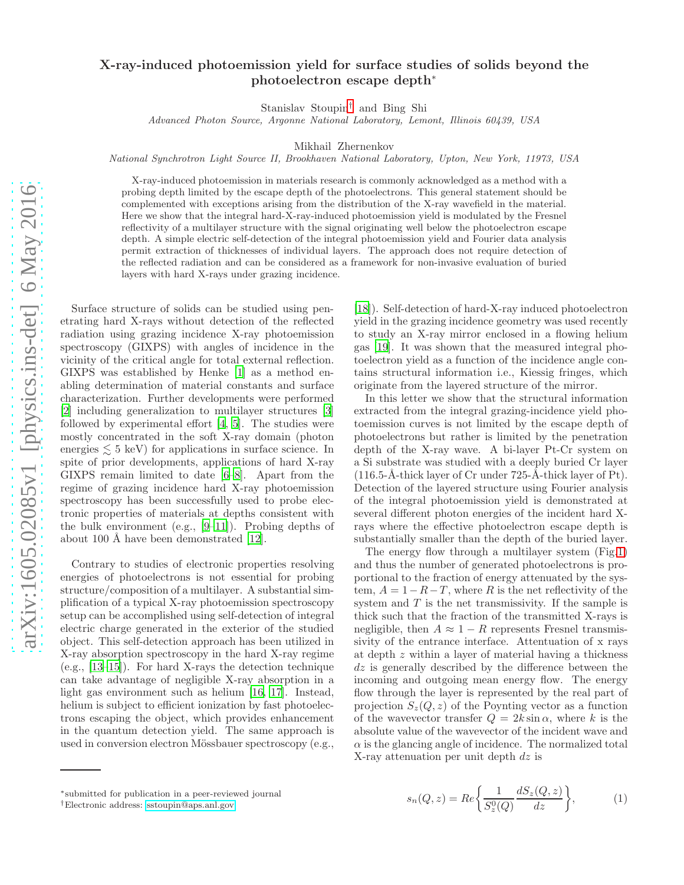# X-ray-induced photoemission yield for surface studies of solids beyond the photoelectron escape depth*

Stanislav Stoupin[†] and Bing Shi

*Advanced Photon Source, Argonne National Laboratory, Lemont, Illinois 60439, USA*

Mikhail Zhernenkov

*National Synchrotron Light Source II, Brookhaven National Laboratory, Upton, New York, 11973, USA*

X-ray-induced photoemission in materials research is commonly acknowledged as a method with a probing depth limited by the escape depth of the photoelectrons. This general statement should be complemented with exceptions arising from the distribution of the X-ray wavefield in the material. Here we show that the integral hard-X-ray-induced photoemission yield is modulated by the Fresnel reflectivity of a multilayer structure with the signal originating well below the photoelectron escape depth. A simple electric self-detection of the integral photoemission yield and Fourier data analysis permit extraction of thicknesses of individual layers. The approach does not require detection of the reflected radiation and can be considered as a framework for non-invasive evaluation of buried layers with hard X-rays under grazing incidence.

Surface structure of solids can be studied using penetrating hard X-rays without detection of the reflected radiation using grazing incidence X-ray photoemission spectroscopy (GIXPS) with angles of incidence in the vicinity of the critical angle for total external reflection. GIXPS was established by Henke [1] as a method enabling determination of material constants and surface characterization. Further developments were performed [2] including generalization to multilayer structures [3] followed by experimental effort [4, 5]. The studies were mostly concentrated in the soft X-ray domain (photon energies $\lesssim$ 5 keV) for applications in surface science. In spite of prior developments, applications of hard X-ray GIXPS remain limited to date [6–8]. Apart from the regime of grazing incidence hard X-ray photoemission spectroscopy has been successfully used to probe electronic properties of materials at depths consistent with the bulk environment (e.g., [9–11]). Probing depths of about 100 Å have been demonstrated [12].

Contrary to studies of electronic properties resolving energies of photoelectrons is not essential for probing structure/composition of a multilayer. A substantial simplification of a typical X-ray photoemission spectroscopy setup can be accomplished using self-detection of integral electric charge generated in the exterior of the studied object. This self-detection approach has been utilized in X-ray absorption spectroscopy in the hard X-ray regime (e.g., [13–15]). For hard X-rays the detection technique can take advantage of negligible X-ray absorption in a light gas environment such as helium [16, 17]. Instead, helium is subject to efficient ionization by fast photoelectrons escaping the object, which provides enhancement in the quantum detection yield. The same approach is used in conversion electron Mössbauer spectroscopy (e.g., [18]). Self-detection of hard-X-ray induced photoelectron yield in the grazing incidence geometry was used recently to study an X-ray mirror enclosed in a flowing helium gas [19]. It was shown that the measured integral photoelectron yield as a function of the incidence angle contains structural information i.e., Kiessig fringes, which originate from the layered structure of the mirror.

In this letter we show that the structural information extracted from the integral grazing-incidence yield photoemission curves is not limited by the escape depth of photoelectrons but rather is limited by the penetration depth of the X-ray wave. A bi-layer Pt-Cr system on a Si substrate was studied with a deeply buried Cr layer (116.5-Å-thick layer of Cr under 725-Å-thick layer of Pt). Detection of the layered structure using Fourier analysis of the integral photoemission yield is demonstrated at several different photon energies of the incident hard X-rays where the effective photoelectron escape depth is substantially smaller than the depth of the buried layer.

The energy flow through a multilayer system (Fig.1) and thus the number of generated photoelectrons is proportional to the fraction of energy attenuated by the system, $A = 1 - R - T$, where $R$ is the net reflectivity of the system and $T$ is the net transmissivity. If the sample is thick such that the fraction of the transmitted X-rays is negligible, then $A \approx 1 - R$ represents Fresnel transmissivity of the entrance interface. Attenuation of x rays at depth $z$ within a layer of material having a thickness $dz$ is generally described by the difference between the incoming and outgoing mean energy flow. The energy flow through the layer is represented by the real part of projection $S_z(Q, z)$ of the Poynting vector as a function of the wavevector transfer $Q = 2k \sin \alpha$, where $k$ is the absolute value of the wavevector of the incident wave and $\alpha$ is the glancing angle of incidence. The normalized total X-ray attenuation per unit depth $dz$ is

$$s_n(Q, z) = Re\left\{ \frac{1}{S_z^0(Q)} \frac{dS_z(Q, z)}{dz} \right\}, \quad (1)$$

*submitted for publication in a peer-reviewed journal

†Electronic address: sstoupin@aps.anl.gov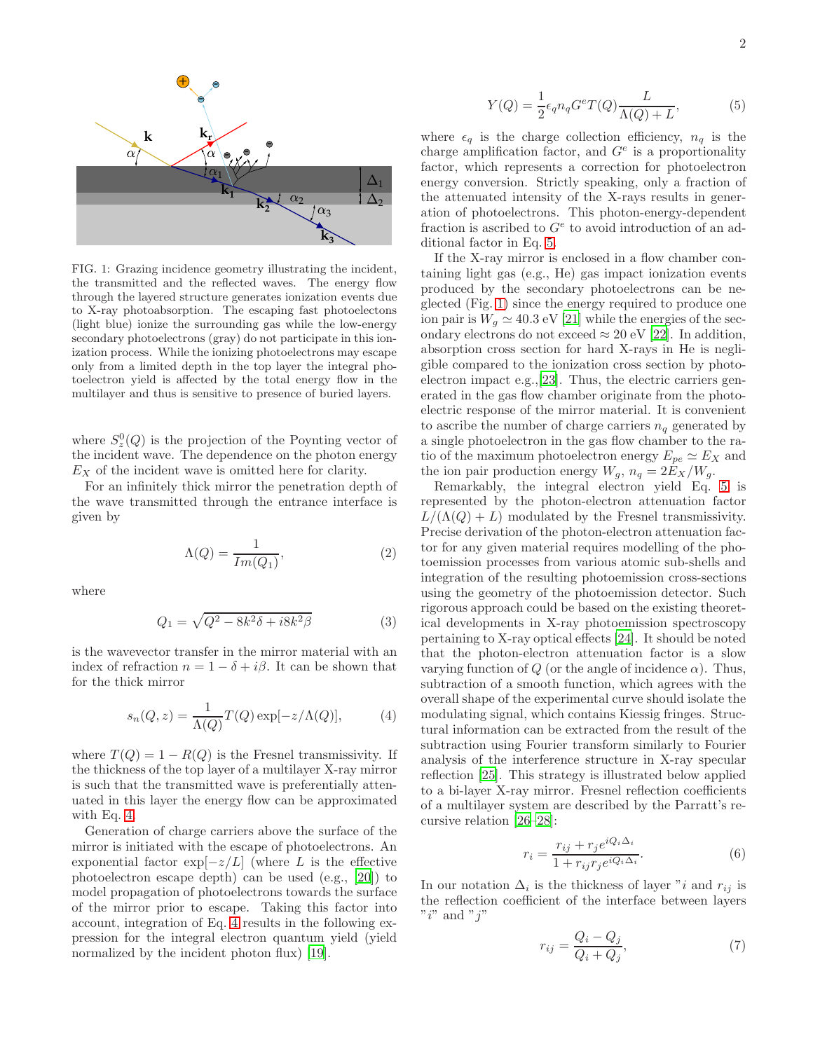FIG. 1: Grazing incidence geometry illustrating the incident, the transmitted and the reflected waves. The energy flow through the layered structure generates ionization events due to X-ray photoabsorption. The escaping fast photoelectons (light blue) ionize the surrounding gas while the low-energy secondary photoelectrons (gray) do not participate in this ionization process. While the ionizing photoelectrons may escape only from a limited depth in the top layer the integral photoelectron yield is affected by the total energy flow in the multilayer and thus is sensitive to presence of buried layers.

where $S_z^0(Q)$ is the projection of the Poynting vector of the incident wave. The dependence on the photon energy $E_X$ of the incident wave is omitted here for clarity.

For an infinitely thick mirror the penetration depth of the wave transmitted through the entrance interface is given by

$$\Lambda(Q) = \frac{1}{Im(Q_1)}, \tag{2}$$

where

$$Q_1 = \sqrt{Q^2 - 8k^2\delta + i8k^2\beta} \tag{3}$$

is the wavevector transfer in the mirror material with an index of refraction $n = 1 - \delta + i\beta$. It can be shown that for the thick mirror

$$s_n(Q, z) = \frac{1}{\Lambda(Q)} T(Q) \exp[-z/\Lambda(Q)], \tag{4}$$

where $T(Q) = 1 - R(Q)$ is the Fresnel transmissivity. If the thickness of the top layer of a multilayer X-ray mirror is such that the transmitted wave is preferentially attenuated in this layer the energy flow can be approximated with Eq. 4.

Generation of charge carriers above the surface of the mirror is initiated with the escape of photoelectrons. An exponential factor $\exp[-z/L]$ (where $L$ is the effective photoelectron escape depth) can be used (e.g., [20]) to model propagation of photoelectrons towards the surface of the mirror prior to escape. Taking this factor into account, integration of Eq. 4 results in the following expression for the integral electron quantum yield (yield normalized by the incident photon flux) [19].

$$Y(Q) = \frac{1}{2}\epsilon_q n_q G^e T(Q) \frac{L}{\Lambda(Q) + L}, \tag{5}$$

where $\epsilon_q$ is the charge collection efficiency, $n_q$ is the charge amplification factor, and $G^e$ is a proportionality factor, which represents a correction for photoelectron energy conversion. Strictly speaking, only a fraction of the attenuated intensity of the X-rays results in generation of photoelectrons. This photon-energy-dependent fraction is ascribed to $G^e$ to avoid introduction of an additional factor in Eq. 5.

If the X-ray mirror is enclosed in a flow chamber containing light gas (e.g., He) gas impact ionization events produced by the secondary photoelectrons can be neglected (Fig. 1) since the energy required to produce one ion pair is $W_g \simeq 40.3$ eV [21] while the energies of the secondary electrons do not exceed $\approx 20$ eV [22]. In addition, absorption cross section for hard X-rays in He is negligible compared to the ionization cross section by photoelectron impact e.g.,[23]. Thus, the electric carriers generated in the gas flow chamber originate from the photoelectric response of the mirror material. It is convenient to ascribe the number of charge carriers $n_q$ generated by a single photoelectron in the gas flow chamber to the ratio of the maximum photoelectron energy $E_{pe} \simeq E_X$ and the ion pair production energy $W_g$, $n_q = 2E_X/W_g$.

Remarkably, the integral electron yield Eq. 5 is represented by the photon-electron attenuation factor $L/(\Lambda(Q) + L)$ modulated by the Fresnel transmissivity. Precise derivation of the photon-electron attenuation factor for any given material requires modelling of the photoemission processes from various atomic sub-shells and integration of the resulting photoemission cross-sections using the geometry of the photoemission detector. Such rigorous approach could be based on the existing theoretical developments in X-ray photoemission spectroscopy pertaining to X-ray optical effects [24]. It should be noted that the photon-electron attenuation factor is a slow varying function of $Q$ (or the angle of incidence $\alpha$). Thus, subtraction of a smooth function, which agrees with the overall shape of the experimental curve should isolate the modulating signal, which contains Kiessig fringes. Structural information can be extracted from the result of the subtraction using Fourier transform similarly to Fourier analysis of the interference structure in X-ray specular reflection [25]. This strategy is illustrated below applied to a bi-layer X-ray mirror. Fresnel reflection coefficients of a multilayer system are described by the Parratt's recursive relation [26–28]:

$$r_i = \frac{r_{ij} + r_j e^{iQ_i\Delta_i}}{1 + r_{ij} r_j e^{iQ_i\Delta_i}}. \tag{6}$$

In our notation $\Delta_i$ is the thickness of layer "$i$ and $r_{ij}$ is the reflection coefficient of the interface between layers "$i$" and "$j$"

$$r_{ij} = \frac{Q_i - Q_j}{Q_i + Q_j}, \tag{7}$$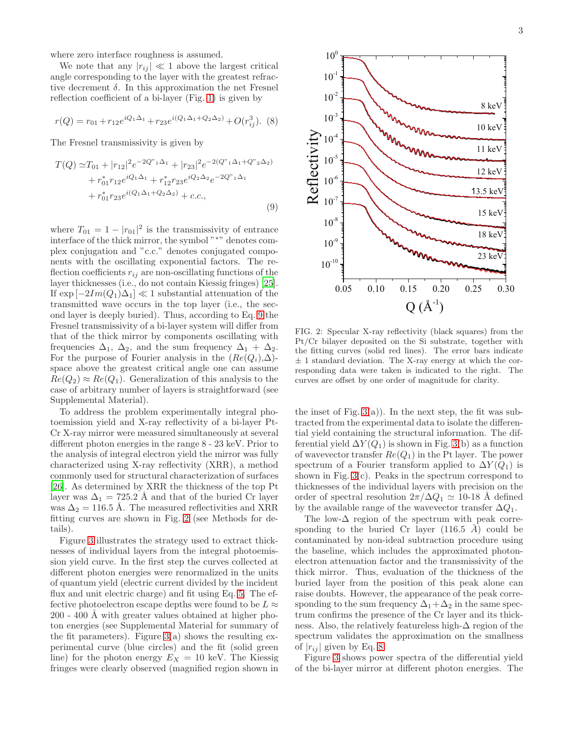where zero interface roughness is assumed.

We note that any $|r_{ij}| \ll 1$ above the largest critical angle corresponding to the layer with the greatest refractive decrement $\delta$. In this approximation the net Fresnel reflection coefficient of a bi-layer (Fig. 1) is given by

$$r(Q) = r_{01} + r_{12}e^{iQ_1\Delta_1} + r_{23}e^{i(Q_1\Delta_1+Q_2\Delta_2)} + O(r_{ij}^3). \quad (8)$$

The Fresnel transmissivity is given by

$$\begin{aligned} T(Q) \simeq & T_{01} + |r_{12}|^2 e^{-2Q''_1\Delta_1} + |r_{23}|^2 e^{-2(Q''_1\Delta_1+Q''_2\Delta_2)} \\ & + r_{01}^* r_{12} e^{iQ_1\Delta_1} + r_{12}^* r_{23} e^{iQ_2\Delta_2} e^{-2Q''_1\Delta_1} \\ & + r_{01}^* r_{23} e^{i(Q_1\Delta_1+Q_2\Delta_2)} + c.c., \end{aligned} \quad (9)$$

where $T_{01} = 1 - |r_{01}|^2$ is the transmissivity of entrance interface of the thick mirror, the symbol "\*" denotes complex conjugation and "c.c." denotes conjugated components with the oscillating exponential factors. The reflection coefficients $r_{ij}$ are non-oscillating functions of the layer thicknesses (i.e., do not contain Kiessig fringes) [25]. If $\exp\left[-2Im(Q_1)\Delta_1\right] \ll 1$ substantial attenuation of the transmitted wave occurs in the top layer (i.e., the second layer is deeply buried). Thus, according to Eq. 9 the Fresnel transmissivity of a bi-layer system will differ from that of the thick mirror by components oscillating with frequencies $\Delta_1$, $\Delta_2$, and the sum frequency $\Delta_1 + \Delta_2$. For the purpose of Fourier analysis in the $(Re(Q_i),\Delta)$-space above the greatest critical angle one can assume $Re(Q_2) \approx Re(Q_1)$. Generalization of this analysis to the case of arbitrary number of layers is straightforward (see Supplemental Material).

To address the problem experimentally integral photoemission yield and X-ray reflectivity of a bi-layer Pt-Cr X-ray mirror were measured simultaneously at several different photon energies in the range 8 - 23 keV. Prior to the analysis of integral electron yield the mirror was fully characterized using X-ray reflectivity (XRR), a method commonly used for structural characterization of surfaces [26]. As determined by XRR the thickness of the top Pt layer was $\Delta_1 = 725.2$ Å and that of the buried Cr layer was $\Delta_2 = 116.5$ Å. The measured reflectivities and XRR fitting curves are shown in Fig. 2 (see Methods for details).

FIG. 2: Specular X-ray reflectivity (black squares) from the Pt/Cr bilayer deposited on the Si substrate, together with the fitting curves (solid red lines). The error bars indicate ± 1 standard deviation. The X-ray energy at which the corresponding data were taken is indicated to the right. The curves are offset by one order of magnitude for clarity.

Figure 3 illustrates the strategy used to extract thicknesses of individual layers from the integral photoemission yield curve. In the first step the curves collected at different photon energies were renormalized in the units of quantum yield (electric current divided by the incident flux and unit electric charge) and fit using Eq. 5. The effective photoelectron escape depths were found to be $L \approx$ 200 - 400 Å with greater values obtained at higher photon energies (see Supplemental Material for summary of the fit parameters). Figure 3(a) shows the resulting experimental curve (blue circles) and the fit (solid green line) for the photon energy $E_X$ = 10 keV. The Kiessig fringes were clearly observed (magnified region shown in the inset of Fig. 3(a)). In the next step, the fit was subtracted from the experimental data to isolate the differential yield containing the structural information. The differential yield $\Delta Y(Q_1)$ is shown in Fig. 3(b) as a function of wavevector transfer $Re(Q_1)$ in the Pt layer. The power spectrum of a Fourier transform applied to $\Delta Y(Q_1)$ is shown in Fig. 3(c). Peaks in the spectrum correspond to thicknesses of the individual layers with precision on the order of spectral resolution $2\pi/\Delta Q_1 \simeq$ 10-18 Å defined by the available range of the wavevector transfer $\Delta Q_1$.

The low-$\Delta$ region of the spectrum with peak corresponding to the buried Cr layer (116.5 Å) could be contaminated by non-ideal subtraction procedure using the baseline, which includes the approximated photon-electron attenuation factor and the transmissivity of the thick mirror. Thus, evaluation of the thickness of the buried layer from the position of this peak alone can raise doubts. However, the appearance of the peak corresponding to the sum frequency $\Delta_1 + \Delta_2$ in the same spectrum confirms the presence of the Cr layer and its thickness. Also, the relatively featureless high-$\Delta$ region of the spectrum validates the approximation on the smallness of $|r_{ij}|$ given by Eq. 8.

Figure 3 shows power spectra of the differential yield of the bi-layer mirror at different photon energies. The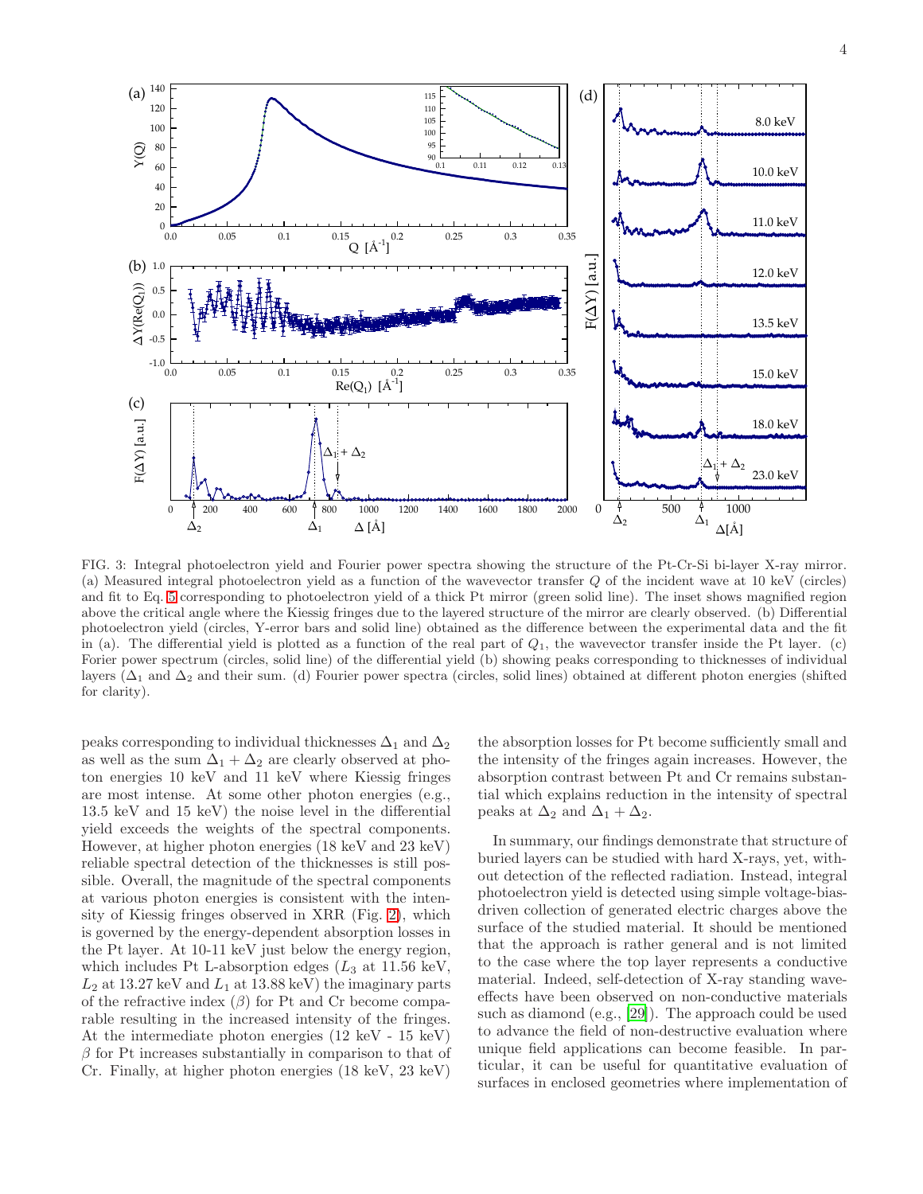FIG. 3: Integral photoelectron yield and Fourier power spectra showing the structure of the Pt-Cr-Si bi-layer X-ray mirror. (a) Measured integral photoelectron yield as a function of the wavevector transfer $Q$ of the incident wave at 10 keV (circles) and fit to Eq. 5 corresponding to photoelectron yield of a thick Pt mirror (green solid line). The inset shows magnified region above the critical angle where the Kiessig fringes due to the layered structure of the mirror are clearly observed. (b) Differential photoelectron yield (circles, Y-error bars and solid line) obtained as the difference between the experimental data and the fit in (a). The differential yield is plotted as a function of the real part of $Q_1$, the wavevector transfer inside the Pt layer. (c) Forier power spectrum (circles, solid line) of the differential yield (b) showing peaks corresponding to thicknesses of individual layers ($\Delta_1$ and $\Delta_2$ and their sum. (d) Fourier power spectra (circles, solid lines) obtained at different photon energies (shifted for clarity).

peaks corresponding to individual thicknesses $\Delta_1$ and $\Delta_2$ as well as the sum $\Delta_1 + \Delta_2$ are clearly observed at photon energies 10 keV and 11 keV where Kiessig fringes are most intense. At some other photon energies (e.g., 13.5 keV and 15 keV) the noise level in the differential yield exceeds the weights of the spectral components. However, at higher photon energies (18 keV and 23 keV) reliable spectral detection of the thicknesses is still possible. Overall, the magnitude of the spectral components at various photon energies is consistent with the intensity of Kiessig fringes observed in XRR (Fig. 2), which is governed by the energy-dependent absorption losses in the Pt layer. At 10-11 keV just below the energy region, which includes Pt L-absorption edges ($L_3$ at 11.56 keV, $L_2$ at 13.27 keV and $L_1$ at 13.88 keV) the imaginary parts of the refractive index ($\beta$) for Pt and Cr become comparable resulting in the increased intensity of the fringes. At the intermediate photon energies (12 keV - 15 keV) $\beta$ for Pt increases substantially in comparison to that of Cr. Finally, at higher photon energies (18 keV, 23 keV) the absorption losses for Pt become sufficiently small and the intensity of the fringes again increases. However, the absorption contrast between Pt and Cr remains substantial which explains reduction in the intensity of spectral peaks at $\Delta_2$ and $\Delta_1 + \Delta_2$.

In summary, our findings demonstrate that structure of buried layers can be studied with hard X-rays, yet, without detection of the reflected radiation. Instead, integral photoelectron yield is detected using simple voltage-bias-driven collection of generated electric charges above the surface of the studied material. It should be mentioned that the approach is rather general and is not limited to the case where the top layer represents a conductive material. Indeed, self-detection of X-ray standing wave-effects have been observed on non-conductive materials such as diamond (e.g., [29]). The approach could be used to advance the field of non-destructive evaluation where unique field applications can become feasible. In particular, it can be useful for quantitative evaluation of surfaces in enclosed geometries where implementation of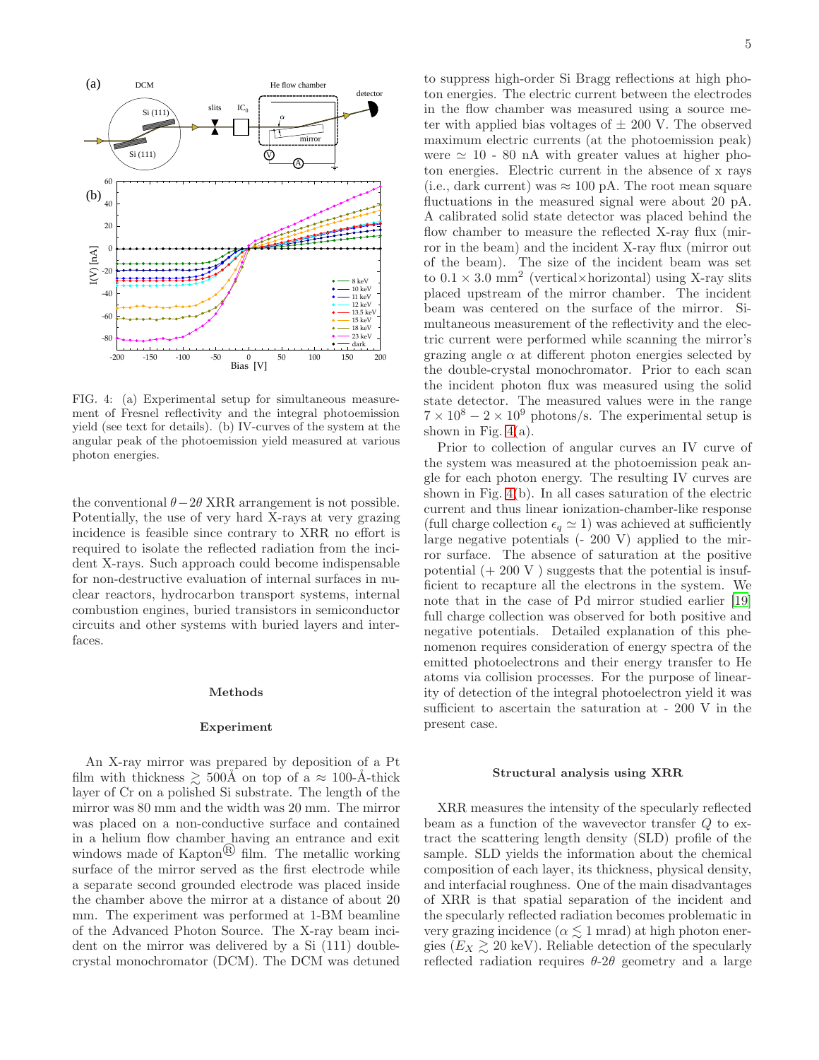FIG. 4: (a) Experimental setup for simultaneous measurement of Fresnel reflectivity and the integral photoemission yield (see text for details). (b) IV-curves of the system at the angular peak of the photoemission yield measured at various photon energies.

the conventional $\theta - 2\theta$ XRR arrangement is not possible. Potentially, the use of very hard X-rays at very grazing incidence is feasible since contrary to XRR no effort is required to isolate the reflected radiation from the incident X-rays. Such approach could become indispensable for non-destructive evaluation of internal surfaces in nuclear reactors, hydrocarbon transport systems, internal combustion engines, buried transistors in semiconductor circuits and other systems with buried layers and interfaces.

## Methods

### Experiment

An X-ray mirror was prepared by deposition of a Pt film with thickness $\gtrsim$ 500Å on top of a $\approx$ 100-Å-thick layer of Cr on a polished Si substrate. The length of the mirror was 80 mm and the width was 20 mm. The mirror was placed on a non-conductive surface and contained in a helium flow chamber having an entrance and exit windows made of Kapton® film. The metallic working surface of the mirror served as the first electrode while a separate second grounded electrode was placed inside the chamber above the mirror at a distance of about 20 mm. The experiment was performed at 1-BM beamline of the Advanced Photon Source. The X-ray beam incident on the mirror was delivered by a Si (111) double-crystal monochromator (DCM). The DCM was detuned to suppress high-order Si Bragg reflections at high photon energies. The electric current between the electrodes in the flow chamber was measured using a source meter with applied bias voltages of $\pm$ 200 V. The observed maximum electric currents (at the photoemission peak) were $\simeq$ 10 - 80 nA with greater values at higher photon energies. Electric current in the absence of x rays (i.e., dark current) was $\approx$ 100 pA. The root mean square fluctuations in the measured signal were about 20 pA. A calibrated solid state detector was placed behind the flow chamber to measure the reflected X-ray flux (mirror in the beam) and the incident X-ray flux (mirror out of the beam). The size of the incident beam was set to $0.1 \times 3.0$ mm$^2$ (vertical$\times$horizontal) using X-ray slits placed upstream of the mirror chamber. The incident beam was centered on the surface of the mirror. Simultaneous measurement of the reflectivity and the electric current were performed while scanning the mirror's grazing angle $\alpha$ at different photon energies selected by the double-crystal monochromator. Prior to each scan the incident photon flux was measured using the solid state detector. The measured values were in the range $7 \times 10^8 - 2 \times 10^9$ photons/s. The experimental setup is shown in Fig. 4(a).

Prior to collection of angular curves an IV curve of the system was measured at the photoemission peak angle for each photon energy. The resulting IV curves are shown in Fig. 4(b). In all cases saturation of the electric current and thus linear ionization-chamber-like response (full charge collection $\epsilon_q \simeq 1$) was achieved at sufficiently large negative potentials (- 200 V) applied to the mirror surface. The absence of saturation at the positive potential (+ 200 V ) suggests that the potential is insufficient to recapture all the electrons in the system. We note that in the case of Pd mirror studied earlier [19] full charge collection was observed for both positive and negative potentials. Detailed explanation of this phenomenon requires consideration of energy spectra of the emitted photoelectrons and their energy transfer to He atoms via collision processes. For the purpose of linearity of detection of the integral photoelectron yield it was sufficient to ascertain the saturation at - 200 V in the present case.

### Structural analysis using XRR

XRR measures the intensity of the specularly reflected beam as a function of the wavevector transfer $Q$ to extract the scattering length density (SLD) profile of the sample. SLD yields the information about the chemical composition of each layer, its thickness, physical density, and interfacial roughness. One of the main disadvantages of XRR is that spatial separation of the incident and the specularly reflected radiation becomes problematic in very grazing incidence ($\alpha \lesssim 1$ mrad) at high photon energies ($E_X \gtrsim 20$ keV). Reliable detection of the specularly reflected radiation requires $\theta$-$2\theta$ geometry and a large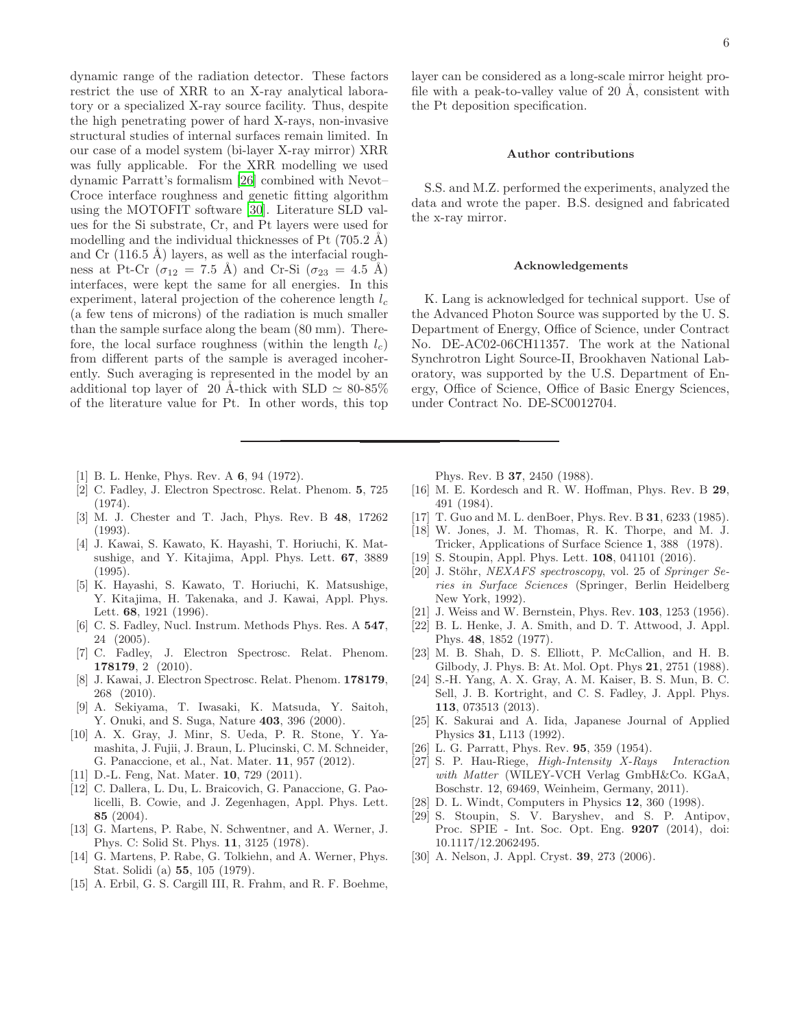dynamic range of the radiation detector. These factors restrict the use of XRR to an X-ray analytical laboratory or a specialized X-ray source facility. Thus, despite the high penetrating power of hard X-rays, non-invasive structural studies of internal surfaces remain limited. In our case of a model system (bi-layer X-ray mirror) XRR was fully applicable. For the XRR modelling we used dynamic Parratt's formalism [26] combined with Nevot–Croce interface roughness and genetic fitting algorithm using the MOTOFIT software [30]. Literature SLD values for the Si substrate, Cr, and Pt layers were used for modelling and the individual thicknesses of Pt (705.2 Å) and Cr (116.5 Å) layers, as well as the interfacial roughness at Pt-Cr ($\sigma_{12}$ = 7.5 Å) and Cr-Si ($\sigma_{23}$ = 4.5 Å) interfaces, were kept the same for all energies. In this experiment, lateral projection of the coherence length $l_c$ (a few tens of microns) of the radiation is much smaller than the sample surface along the beam (80 mm). Therefore, the local surface roughness (within the length $l_c$) from different parts of the sample is averaged incoherently. Such averaging is represented in the model by an additional top layer of 20 Å-thick with SLD $\simeq$ 80-85% of the literature value for Pt. In other words, this top layer can be considered as a long-scale mirror height profile with a peak-to-valley value of 20 Å, consistent with the Pt deposition specification.

## Author contributions

S.S. and M.Z. performed the experiments, analyzed the data and wrote the paper. B.S. designed and fabricated the x-ray mirror.

## Acknowledgements

K. Lang is acknowledged for technical support. Use of the Advanced Photon Source was supported by the U. S. Department of Energy, Office of Science, under Contract No. DE-AC02-06CH11357. The work at the National Synchrotron Light Source-II, Brookhaven National Laboratory, was supported by the U.S. Department of Energy, Office of Science, Office of Basic Energy Sciences, under Contract No. DE-SC0012704.

---

[1] B. L. Henke, Phys. Rev. A **6**, 94 (1972).
[2] C. Fadley, J. Electron Spectrosc. Relat. Phenom. **5**, 725 (1974).
[3] M. J. Chester and T. Jach, Phys. Rev. B **48**, 17262 (1993).
[4] J. Kawai, S. Kawato, K. Hayashi, T. Horiuchi, K. Matsushige, and Y. Kitajima, Appl. Phys. Lett. **67**, 3889 (1995).
[5] K. Hayashi, S. Kawato, T. Horiuchi, K. Matsushige, Y. Kitajima, H. Takenaka, and J. Kawai, Appl. Phys. Lett. **68**, 1921 (1996).
[6] C. S. Fadley, Nucl. Instrum. Methods Phys. Res. A **547**, 24 (2005).
[7] C. Fadley, J. Electron Spectrosc. Relat. Phenom. **178179**, 2 (2010).
[8] J. Kawai, J. Electron Spectrosc. Relat. Phenom. **178179**, 268 (2010).
[9] A. Sekiyama, T. Iwasaki, K. Matsuda, Y. Saitoh, Y. Onuki, and S. Suga, Nature **403**, 396 (2000).
[10] A. X. Gray, J. Minr, S. Ueda, P. R. Stone, Y. Yamashita, J. Fujii, J. Braun, L. Plucinski, C. M. Schneider, G. Panaccione, et al., Nat. Mater. **11**, 957 (2012).
[11] D.-L. Feng, Nat. Mater. **10**, 729 (2011).
[12] C. Dallera, L. Du, L. Braicovich, G. Panaccione, G. Paolicelli, B. Cowie, and J. Zegenhagen, Appl. Phys. Lett. **85** (2004).
[13] G. Martens, P. Rabe, N. Schwentner, and A. Werner, J. Phys. C: Solid St. Phys. **11**, 3125 (1978).
[14] G. Martens, P. Rabe, G. Tolkiehn, and A. Werner, Phys. Stat. Solidi (a) **55**, 105 (1979).
[15] A. Erbil, G. S. Cargill III, R. Frahm, and R. F. Boehme, Phys. Rev. B **37**, 2450 (1988).
[16] M. E. Kordesch and R. W. Hoffman, Phys. Rev. B **29**, 491 (1984).
[17] T. Guo and M. L. denBoer, Phys. Rev. B **31**, 6233 (1985).
[18] W. Jones, J. M. Thomas, R. K. Thorpe, and M. J. Tricker, Applications of Surface Science **1**, 388 (1978).
[19] S. Stoupin, Appl. Phys. Lett. **108**, 041101 (2016).
[20] J. Stöhr, *NEXAFS spectroscopy*, vol. 25 of *Springer Series in Surface Sciences* (Springer, Berlin Heidelberg New York, 1992).
[21] J. Weiss and W. Bernstein, Phys. Rev. **103**, 1253 (1956).
[22] B. L. Henke, J. A. Smith, and D. T. Attwood, J. Appl. Phys. **48**, 1852 (1977).
[23] M. B. Shah, D. S. Elliott, P. McCallion, and H. B. Gilbody, J. Phys. B: At. Mol. Opt. Phys **21**, 2751 (1988).
[24] S.-H. Yang, A. X. Gray, A. M. Kaiser, B. S. Mun, B. C. Sell, J. B. Kortright, and C. S. Fadley, J. Appl. Phys. **113**, 073513 (2013).
[25] K. Sakurai and A. Iida, Japanese Journal of Applied Physics **31**, L113 (1992).
[26] L. G. Parratt, Phys. Rev. **95**, 359 (1954).
[27] S. P. Hau-Riege, *High-Intensity X-Rays Interaction with Matter* (WILEY-VCH Verlag GmbH&Co. KGaA, Boschstr. 12, 69469, Weinheim, Germany, 2011).
[28] D. L. Windt, Computers in Physics **12**, 360 (1998).
[29] S. Stoupin, S. V. Baryshev, and S. P. Antipov, Proc. SPIE - Int. Soc. Opt. Eng. **9207** (2014), doi: 10.1117/12.2062495.
[30] A. Nelson, J. Appl. Cryst. **39**, 273 (2006).